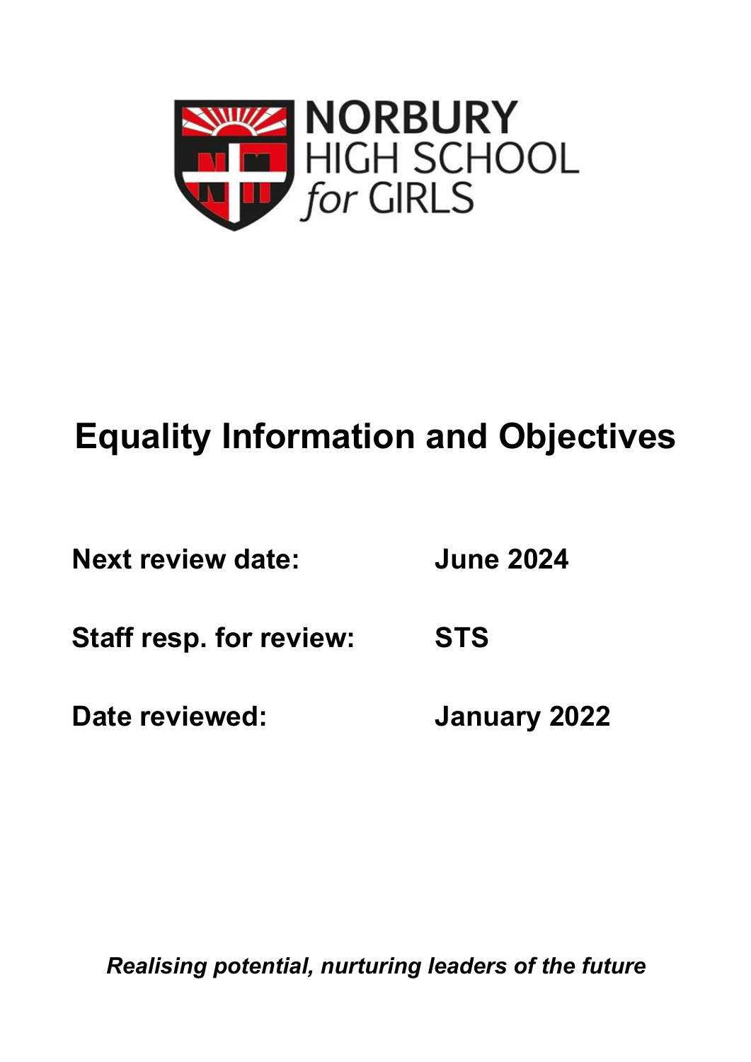NORBURY HIGH SCHOOL *for* GIRLS

# Equality Information and Objectives

| | |
|---|---|
| **Next review date:** | **June 2024** |
| **Staff resp. for review:** | **STS** |
| **Date reviewed:** | **January 2022** |

***Realising potential, nurturing leaders of the future***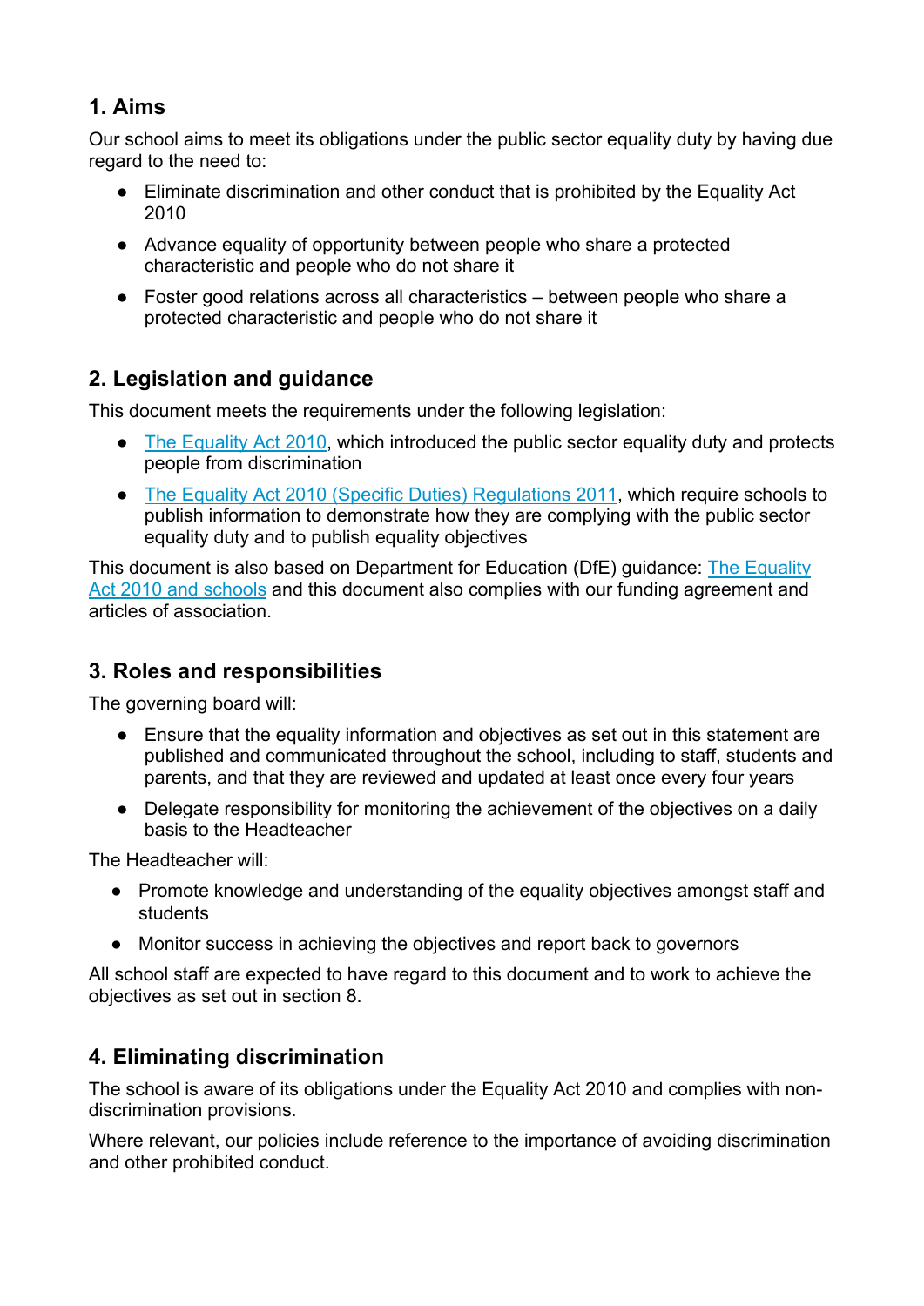## 1. Aims

Our school aims to meet its obligations under the public sector equality duty by having due regard to the need to:

- Eliminate discrimination and other conduct that is prohibited by the Equality Act 2010
- Advance equality of opportunity between people who share a protected characteristic and people who do not share it
- Foster good relations across all characteristics – between people who share a protected characteristic and people who do not share it

## 2. Legislation and guidance

This document meets the requirements under the following legislation:

- The Equality Act 2010, which introduced the public sector equality duty and protects people from discrimination
- The Equality Act 2010 (Specific Duties) Regulations 2011, which require schools to publish information to demonstrate how they are complying with the public sector equality duty and to publish equality objectives

This document is also based on Department for Education (DfE) guidance: The Equality Act 2010 and schools and this document also complies with our funding agreement and articles of association.

## 3. Roles and responsibilities

The governing board will:

- Ensure that the equality information and objectives as set out in this statement are published and communicated throughout the school, including to staff, students and parents, and that they are reviewed and updated at least once every four years
- Delegate responsibility for monitoring the achievement of the objectives on a daily basis to the Headteacher

The Headteacher will:

- Promote knowledge and understanding of the equality objectives amongst staff and students
- Monitor success in achieving the objectives and report back to governors

All school staff are expected to have regard to this document and to work to achieve the objectives as set out in section 8.

## 4. Eliminating discrimination

The school is aware of its obligations under the Equality Act 2010 and complies with non-discrimination provisions.

Where relevant, our policies include reference to the importance of avoiding discrimination and other prohibited conduct.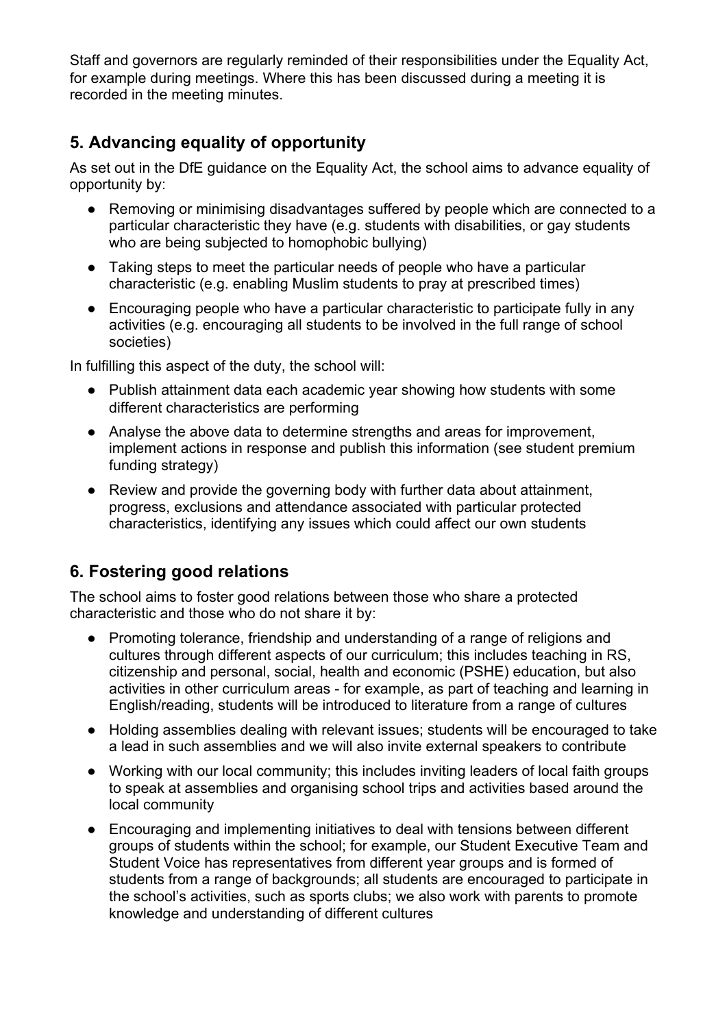Staff and governors are regularly reminded of their responsibilities under the Equality Act, for example during meetings. Where this has been discussed during a meeting it is recorded in the meeting minutes.

## 5. Advancing equality of opportunity

As set out in the DfE guidance on the Equality Act, the school aims to advance equality of opportunity by:

- Removing or minimising disadvantages suffered by people which are connected to a particular characteristic they have (e.g. students with disabilities, or gay students who are being subjected to homophobic bullying)
- Taking steps to meet the particular needs of people who have a particular characteristic (e.g. enabling Muslim students to pray at prescribed times)
- Encouraging people who have a particular characteristic to participate fully in any activities (e.g. encouraging all students to be involved in the full range of school societies)

In fulfilling this aspect of the duty, the school will:

- Publish attainment data each academic year showing how students with some different characteristics are performing
- Analyse the above data to determine strengths and areas for improvement, implement actions in response and publish this information (see student premium funding strategy)
- Review and provide the governing body with further data about attainment, progress, exclusions and attendance associated with particular protected characteristics, identifying any issues which could affect our own students

## 6. Fostering good relations

The school aims to foster good relations between those who share a protected characteristic and those who do not share it by:

- Promoting tolerance, friendship and understanding of a range of religions and cultures through different aspects of our curriculum; this includes teaching in RS, citizenship and personal, social, health and economic (PSHE) education, but also activities in other curriculum areas - for example, as part of teaching and learning in English/reading, students will be introduced to literature from a range of cultures
- Holding assemblies dealing with relevant issues; students will be encouraged to take a lead in such assemblies and we will also invite external speakers to contribute
- Working with our local community; this includes inviting leaders of local faith groups to speak at assemblies and organising school trips and activities based around the local community
- Encouraging and implementing initiatives to deal with tensions between different groups of students within the school; for example, our Student Executive Team and Student Voice has representatives from different year groups and is formed of students from a range of backgrounds; all students are encouraged to participate in the school's activities, such as sports clubs; we also work with parents to promote knowledge and understanding of different cultures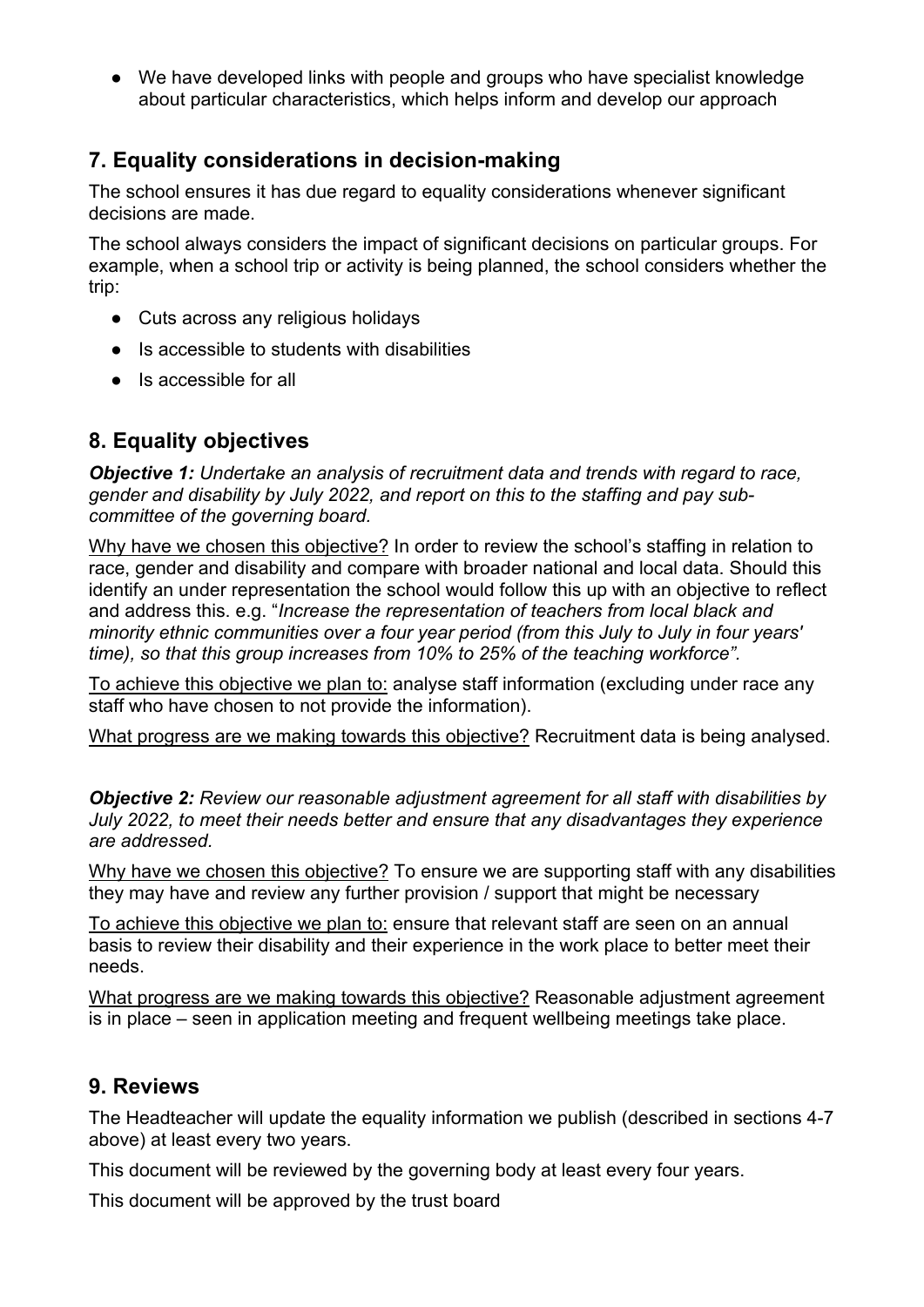- We have developed links with people and groups who have specialist knowledge about particular characteristics, which helps inform and develop our approach

## 7. Equality considerations in decision-making

The school ensures it has due regard to equality considerations whenever significant decisions are made.

The school always considers the impact of significant decisions on particular groups. For example, when a school trip or activity is being planned, the school considers whether the trip:

- Cuts across any religious holidays
- Is accessible to students with disabilities
- Is accessible for all

## 8. Equality objectives

***Objective 1:*** *Undertake an analysis of recruitment data and trends with regard to race, gender and disability by July 2022, and report on this to the staffing and pay sub-committee of the governing board.*

Why have we chosen this objective? In order to review the school's staffing in relation to race, gender and disability and compare with broader national and local data. Should this identify an under representation the school would follow this up with an objective to reflect and address this. e.g. "*Increase the representation of teachers from local black and minority ethnic communities over a four year period (from this July to July in four years' time), so that this group increases from 10% to 25% of the teaching workforce".*

To achieve this objective we plan to: analyse staff information (excluding under race any staff who have chosen to not provide the information).

What progress are we making towards this objective? Recruitment data is being analysed.

***Objective 2:*** *Review our reasonable adjustment agreement for all staff with disabilities by July 2022, to meet their needs better and ensure that any disadvantages they experience are addressed.*

Why have we chosen this objective? To ensure we are supporting staff with any disabilities they may have and review any further provision / support that might be necessary

To achieve this objective we plan to: ensure that relevant staff are seen on an annual basis to review their disability and their experience in the work place to better meet their needs.

What progress are we making towards this objective? Reasonable adjustment agreement is in place – seen in application meeting and frequent wellbeing meetings take place.

## 9. Reviews

The Headteacher will update the equality information we publish (described in sections 4-7 above) at least every two years.

This document will be reviewed by the governing body at least every four years.

This document will be approved by the trust board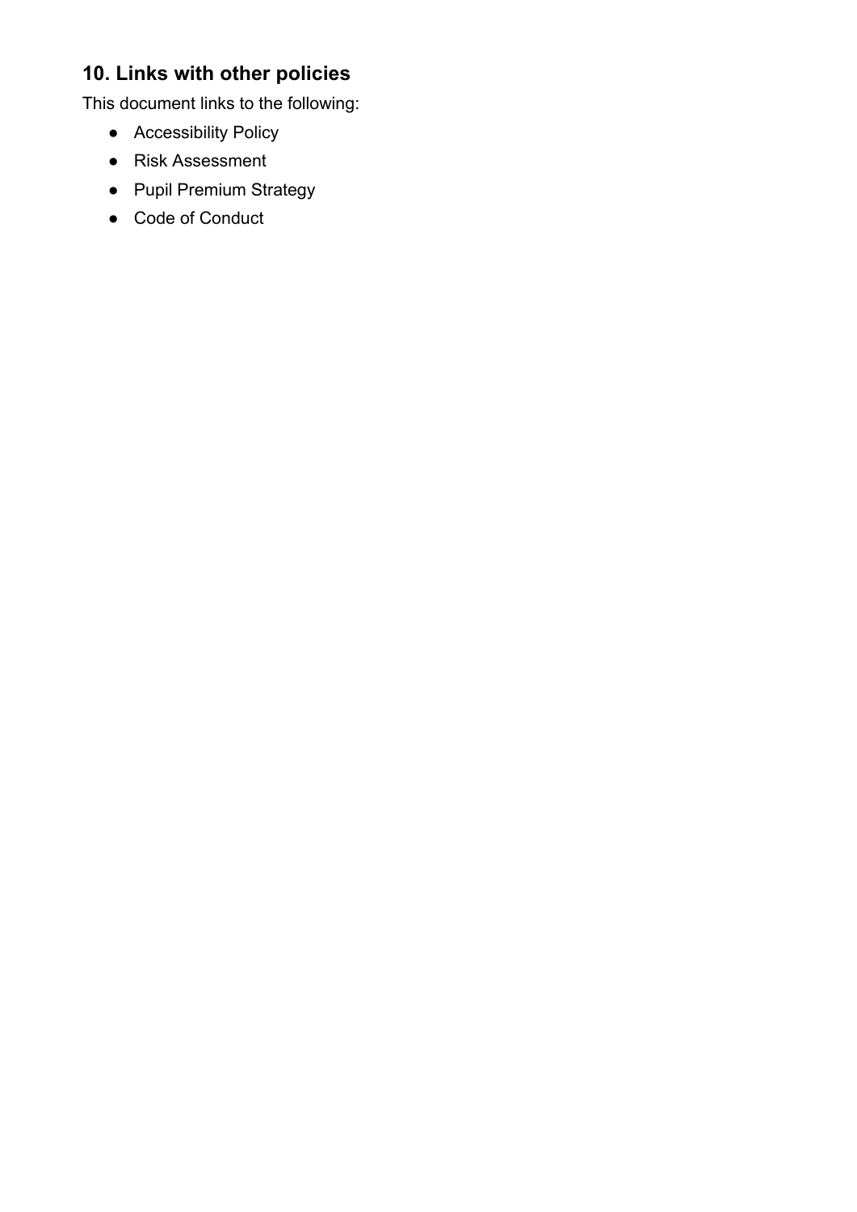## 10. Links with other policies

This document links to the following:

- Accessibility Policy
- Risk Assessment
- Pupil Premium Strategy
- Code of Conduct